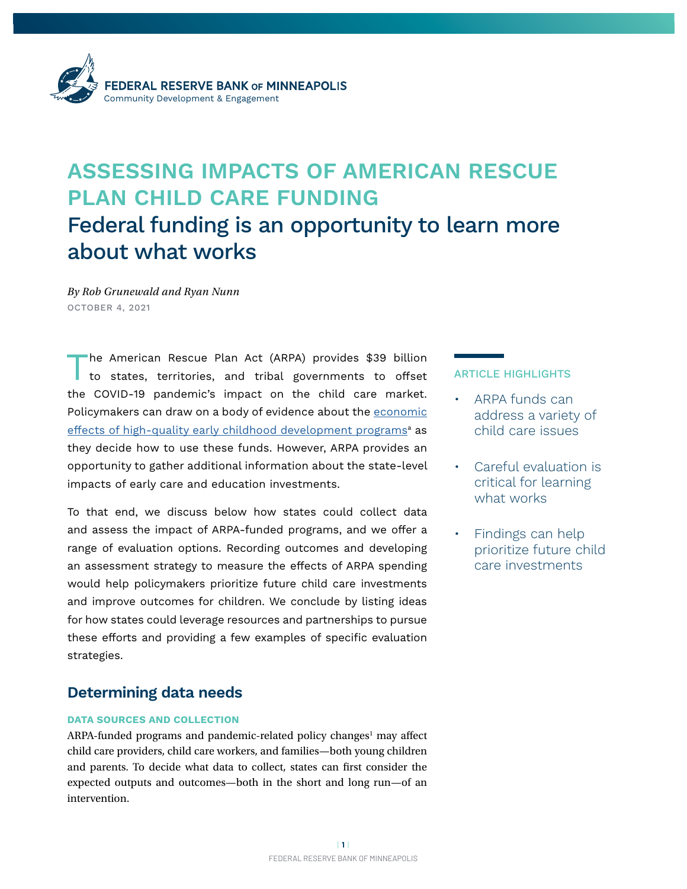FEDERAL RESERVE BANK of MINNEAPOLIS
Community Development & Engagement

# ASSESSING IMPACTS OF AMERICAN RESCUE PLAN CHILD CARE FUNDING

## Federal funding is an opportunity to learn more about what works

*By Rob Grunewald and Ryan Nunn*

OCTOBER 4, 2021

The American Rescue Plan Act (ARPA) provides $39 billion to states, territories, and tribal governments to offset the COVID-19 pandemic's impact on the child care market. Policymakers can draw on a body of evidence about the economic effects of high-quality early childhood development programs[a] as they decide how to use these funds. However, ARPA provides an opportunity to gather additional information about the state-level impacts of early care and education investments.

To that end, we discuss below how states could collect data and assess the impact of ARPA-funded programs, and we offer a range of evaluation options. Recording outcomes and developing an assessment strategy to measure the effects of ARPA spending would help policymakers prioritize future child care investments and improve outcomes for children. We conclude by listing ideas for how states could leverage resources and partnerships to pursue these efforts and providing a few examples of specific evaluation strategies.

**ARTICLE HIGHLIGHTS**

- ARPA funds can address a variety of child care issues
- Careful evaluation is critical for learning what works
- Findings can help prioritize future child care investments

## Determining data needs

### DATA SOURCES AND COLLECTION

ARPA-funded programs and pandemic-related policy changes[1] may affect child care providers, child care workers, and families—both young children and parents. To decide what data to collect, states can first consider the expected outputs and outcomes—both in the short and long run—of an intervention.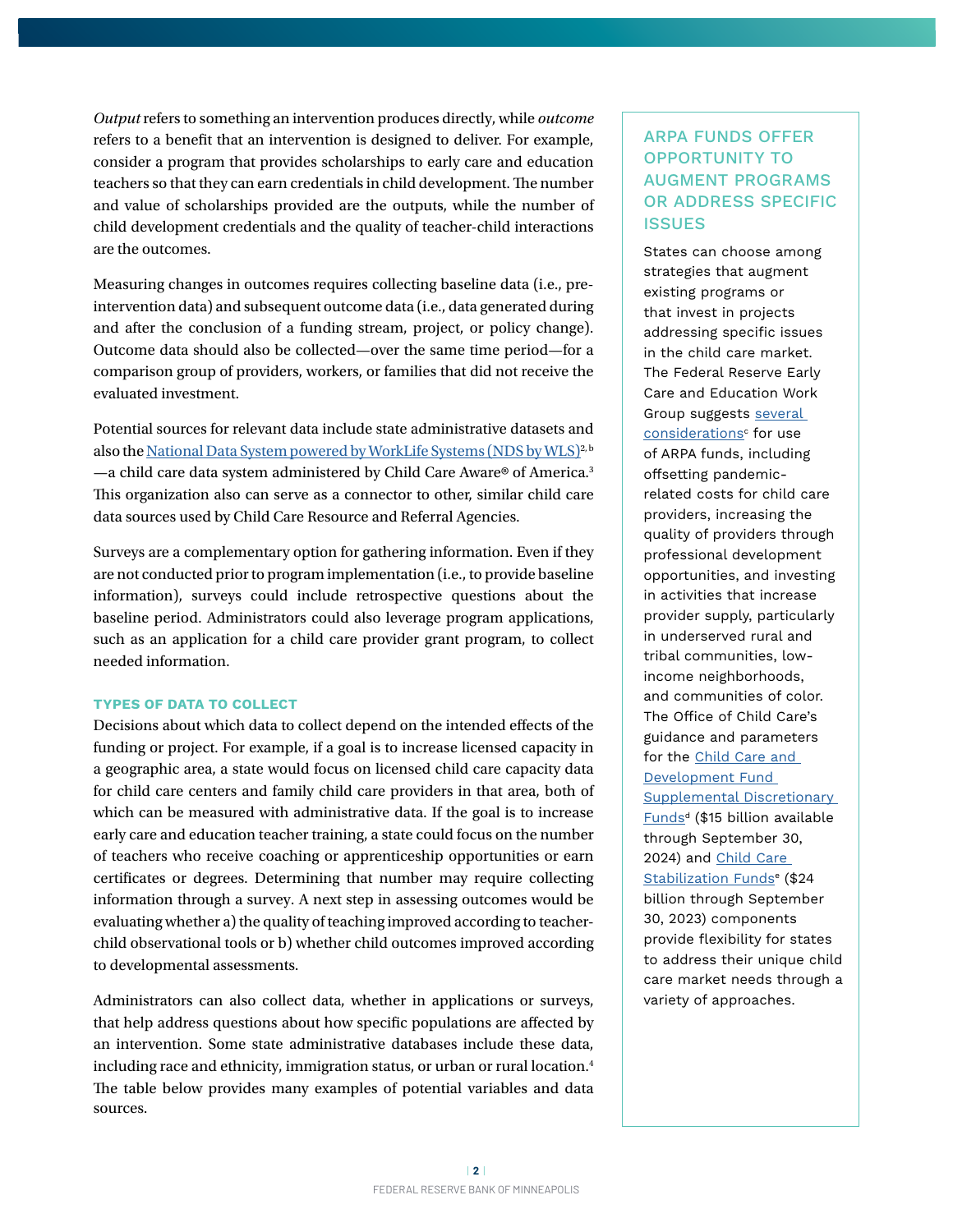*Output* refers to something an intervention produces directly, while *outcome* refers to a benefit that an intervention is designed to deliver. For example, consider a program that provides scholarships to early care and education teachers so that they can earn credentials in child development. The number and value of scholarships provided are the outputs, while the number of child development credentials and the quality of teacher-child interactions are the outcomes.

Measuring changes in outcomes requires collecting baseline data (i.e., pre-intervention data) and subsequent outcome data (i.e., data generated during and after the conclusion of a funding stream, project, or policy change). Outcome data should also be collected—over the same time period—for a comparison group of providers, workers, or families that did not receive the evaluated investment.

Potential sources for relevant data include state administrative datasets and also the National Data System powered by WorkLife Systems (NDS by WLS)[2, b]—a child care data system administered by Child Care Aware® of America.[3] This organization also can serve as a connector to other, similar child care data sources used by Child Care Resource and Referral Agencies.

Surveys are a complementary option for gathering information. Even if they are not conducted prior to program implementation (i.e., to provide baseline information), surveys could include retrospective questions about the baseline period. Administrators could also leverage program applications, such as an application for a child care provider grant program, to collect needed information.

### TYPES OF DATA TO COLLECT

Decisions about which data to collect depend on the intended effects of the funding or project. For example, if a goal is to increase licensed capacity in a geographic area, a state would focus on licensed child care capacity data for child care centers and family child care providers in that area, both of which can be measured with administrative data. If the goal is to increase early care and education teacher training, a state could focus on the number of teachers who receive coaching or apprenticeship opportunities or earn certificates or degrees. Determining that number may require collecting information through a survey. A next step in assessing outcomes would be evaluating whether a) the quality of teaching improved according to teacher-child observational tools or b) whether child outcomes improved according to developmental assessments.

Administrators can also collect data, whether in applications or surveys, that help address questions about how specific populations are affected by an intervention. Some state administrative databases include these data, including race and ethnicity, immigration status, or urban or rural location.[4] The table below provides many examples of potential variables and data sources.

### ARPA FUNDS OFFER OPPORTUNITY TO AUGMENT PROGRAMS OR ADDRESS SPECIFIC ISSUES

States can choose among strategies that augment existing programs or that invest in projects addressing specific issues in the child care market. The Federal Reserve Early Care and Education Work Group suggests several considerations[c] for use of ARPA funds, including offsetting pandemic-related costs for child care providers, increasing the quality of providers through professional development opportunities, and investing in activities that increase provider supply, particularly in underserved rural and tribal communities, low-income neighborhoods, and communities of color. The Office of Child Care's guidance and parameters for the Child Care and Development Fund Supplemental Discretionary Funds[d] ($15 billion available through September 30, 2024) and Child Care Stabilization Funds[e] ($24 billion through September 30, 2023) components provide flexibility for states to address their unique child care market needs through a variety of approaches.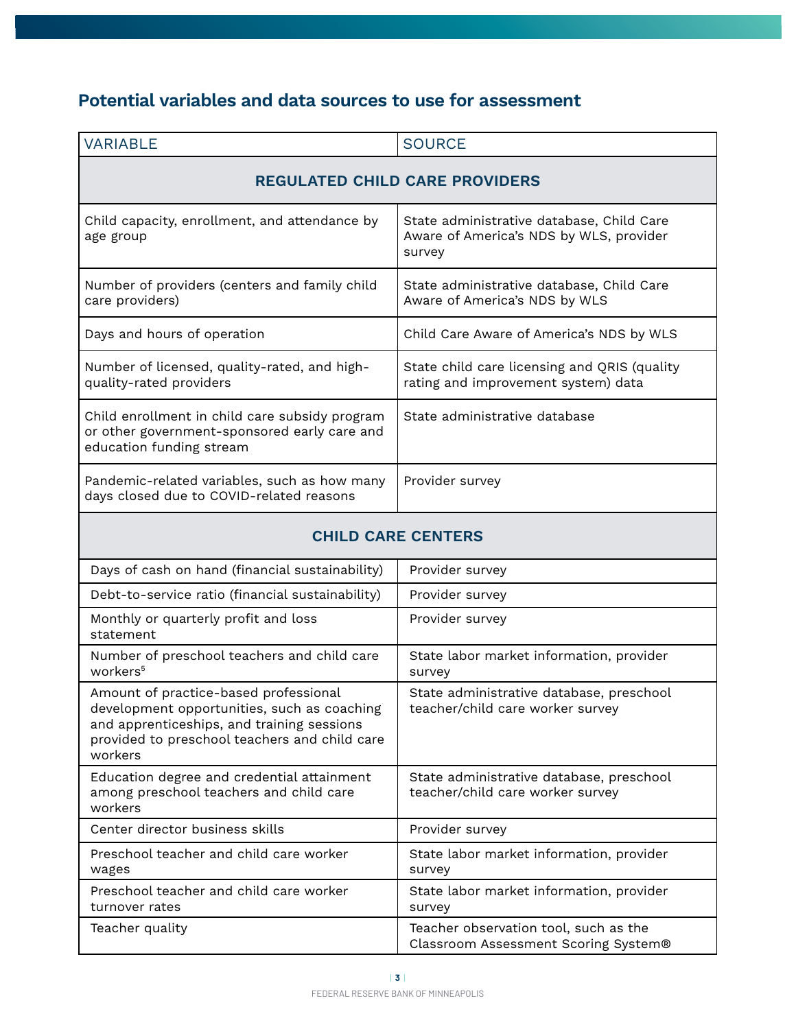## Potential variables and data sources to use for assessment

| VARIABLE | SOURCE |
|---|---|
| **REGULATED CHILD CARE PROVIDERS** | |
| Child capacity, enrollment, and attendance by age group | State administrative database, Child Care Aware of America's NDS by WLS, provider survey |
| Number of providers (centers and family child care providers) | State administrative database, Child Care Aware of America's NDS by WLS |
| Days and hours of operation | Child Care Aware of America's NDS by WLS |
| Number of licensed, quality-rated, and high-quality-rated providers | State child care licensing and QRIS (quality rating and improvement system) data |
| Child enrollment in child care subsidy program or other government-sponsored early care and education funding stream | State administrative database |
| Pandemic-related variables, such as how many days closed due to COVID-related reasons | Provider survey |
| **CHILD CARE CENTERS** | |
| Days of cash on hand (financial sustainability) | Provider survey |
| Debt-to-service ratio (financial sustainability) | Provider survey |
| Monthly or quarterly profit and loss statement | Provider survey |
| Number of preschool teachers and child care workers[5] | State labor market information, provider survey |
| Amount of practice-based professional development opportunities, such as coaching and apprenticeships, and training sessions provided to preschool teachers and child care workers | State administrative database, preschool teacher/child care worker survey |
| Education degree and credential attainment among preschool teachers and child care workers | State administrative database, preschool teacher/child care worker survey |
| Center director business skills | Provider survey |
| Preschool teacher and child care worker wages | State labor market information, provider survey |
| Preschool teacher and child care worker turnover rates | State labor market information, provider survey |
| Teacher quality | Teacher observation tool, such as the Classroom Assessment Scoring System® |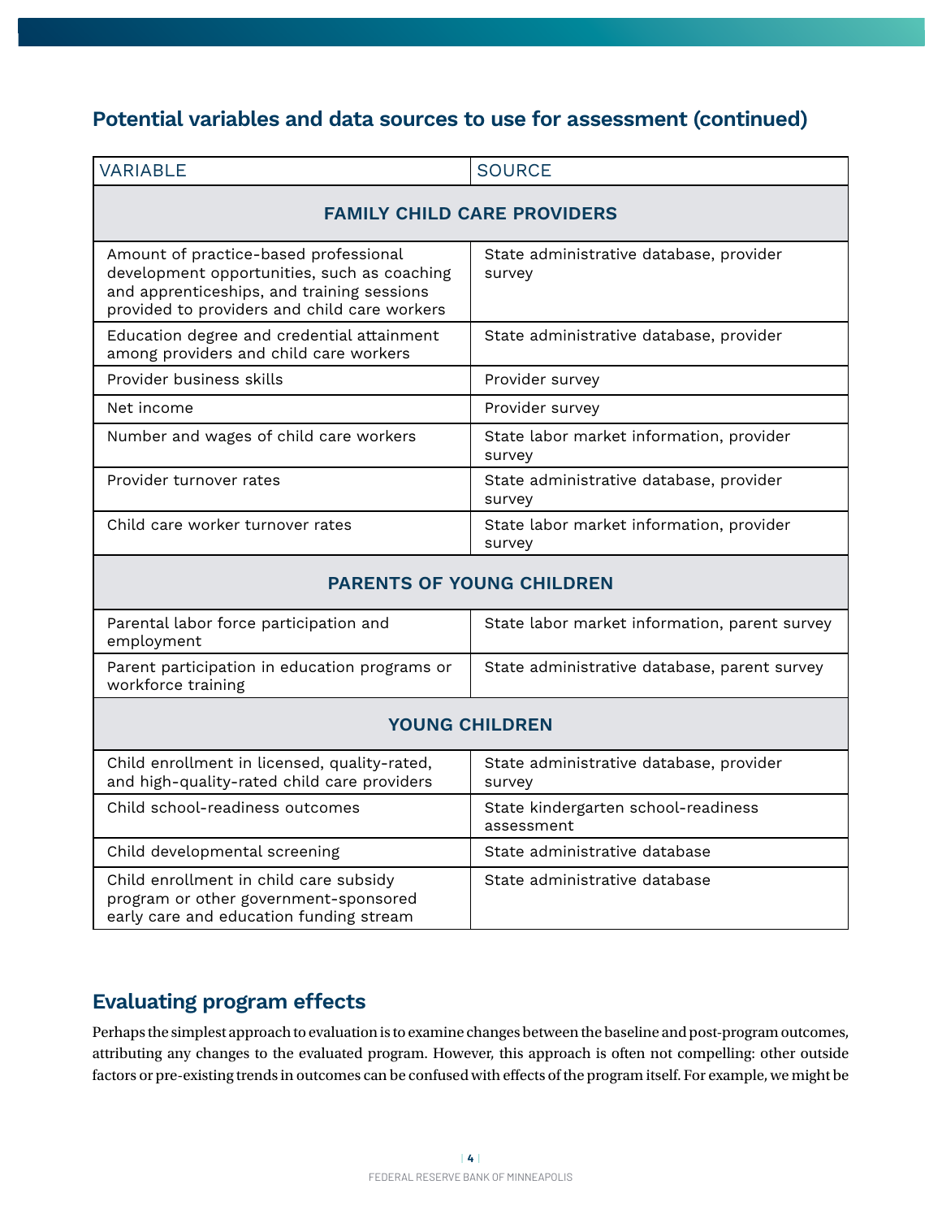## Potential variables and data sources to use for assessment (continued)

| VARIABLE | SOURCE |
|---|---|
| **FAMILY CHILD CARE PROVIDERS** | |
| Amount of practice-based professional development opportunities, such as coaching and apprenticeships, and training sessions provided to providers and child care workers | State administrative database, provider survey |
| Education degree and credential attainment among providers and child care workers | State administrative database, provider |
| Provider business skills | Provider survey |
| Net income | Provider survey |
| Number and wages of child care workers | State labor market information, provider survey |
| Provider turnover rates | State administrative database, provider survey |
| Child care worker turnover rates | State labor market information, provider survey |
| **PARENTS OF YOUNG CHILDREN** | |
| Parental labor force participation and employment | State labor market information, parent survey |
| Parent participation in education programs or workforce training | State administrative database, parent survey |
| **YOUNG CHILDREN** | |
| Child enrollment in licensed, quality-rated, and high-quality-rated child care providers | State administrative database, provider survey |
| Child school-readiness outcomes | State kindergarten school-readiness assessment |
| Child developmental screening | State administrative database |
| Child enrollment in child care subsidy program or other government-sponsored early care and education funding stream | State administrative database |

## Evaluating program effects

Perhaps the simplest approach to evaluation is to examine changes between the baseline and post-program outcomes, attributing any changes to the evaluated program. However, this approach is often not compelling: other outside factors or pre-existing trends in outcomes can be confused with effects of the program itself. For example, we might be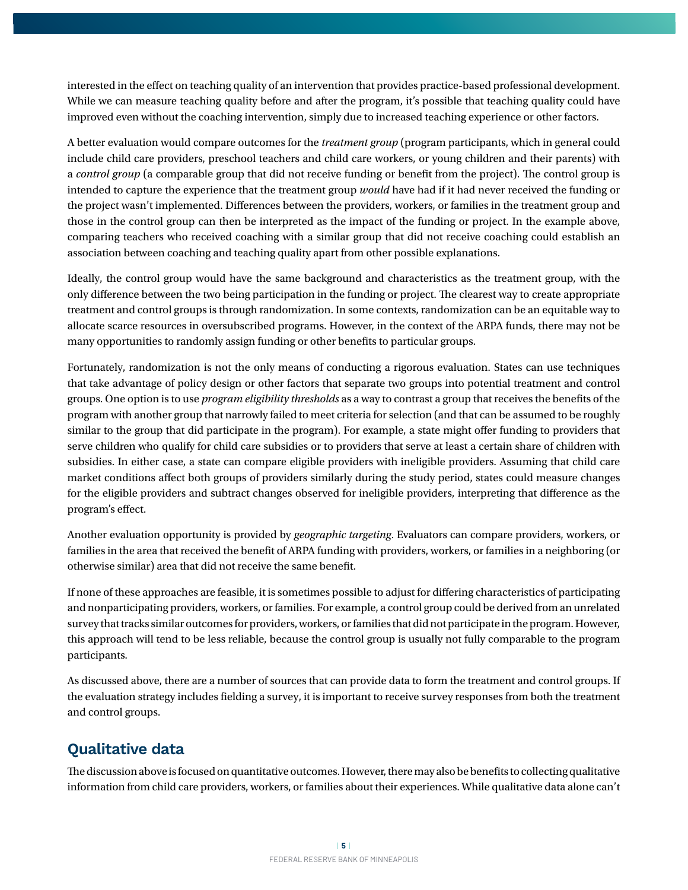interested in the effect on teaching quality of an intervention that provides practice-based professional development. While we can measure teaching quality before and after the program, it's possible that teaching quality could have improved even without the coaching intervention, simply due to increased teaching experience or other factors.

A better evaluation would compare outcomes for the *treatment group* (program participants, which in general could include child care providers, preschool teachers and child care workers, or young children and their parents) with a *control group* (a comparable group that did not receive funding or benefit from the project). The control group is intended to capture the experience that the treatment group *would* have had if it had never received the funding or the project wasn't implemented. Differences between the providers, workers, or families in the treatment group and those in the control group can then be interpreted as the impact of the funding or project. In the example above, comparing teachers who received coaching with a similar group that did not receive coaching could establish an association between coaching and teaching quality apart from other possible explanations.

Ideally, the control group would have the same background and characteristics as the treatment group, with the only difference between the two being participation in the funding or project. The clearest way to create appropriate treatment and control groups is through randomization. In some contexts, randomization can be an equitable way to allocate scarce resources in oversubscribed programs. However, in the context of the ARPA funds, there may not be many opportunities to randomly assign funding or other benefits to particular groups.

Fortunately, randomization is not the only means of conducting a rigorous evaluation. States can use techniques that take advantage of policy design or other factors that separate two groups into potential treatment and control groups. One option is to use *program eligibility thresholds* as a way to contrast a group that receives the benefits of the program with another group that narrowly failed to meet criteria for selection (and that can be assumed to be roughly similar to the group that did participate in the program). For example, a state might offer funding to providers that serve children who qualify for child care subsidies or to providers that serve at least a certain share of children with subsidies. In either case, a state can compare eligible providers with ineligible providers. Assuming that child care market conditions affect both groups of providers similarly during the study period, states could measure changes for the eligible providers and subtract changes observed for ineligible providers, interpreting that difference as the program's effect.

Another evaluation opportunity is provided by *geographic targeting*. Evaluators can compare providers, workers, or families in the area that received the benefit of ARPA funding with providers, workers, or families in a neighboring (or otherwise similar) area that did not receive the same benefit.

If none of these approaches are feasible, it is sometimes possible to adjust for differing characteristics of participating and nonparticipating providers, workers, or families. For example, a control group could be derived from an unrelated survey that tracks similar outcomes for providers, workers, or families that did not participate in the program. However, this approach will tend to be less reliable, because the control group is usually not fully comparable to the program participants.

As discussed above, there are a number of sources that can provide data to form the treatment and control groups. If the evaluation strategy includes fielding a survey, it is important to receive survey responses from both the treatment and control groups.

## Qualitative data

The discussion above is focused on quantitative outcomes. However, there may also be benefits to collecting qualitative information from child care providers, workers, or families about their experiences. While qualitative data alone can't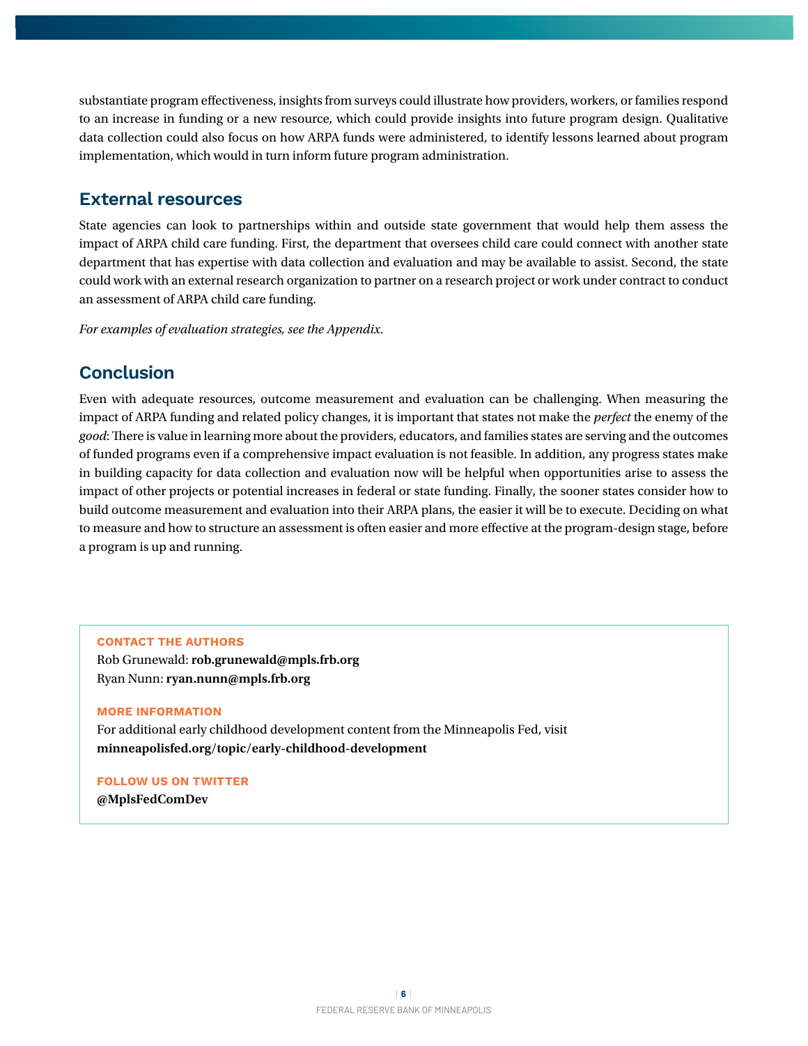substantiate program effectiveness, insights from surveys could illustrate how providers, workers, or families respond to an increase in funding or a new resource, which could provide insights into future program design. Qualitative data collection could also focus on how ARPA funds were administered, to identify lessons learned about program implementation, which would in turn inform future program administration.

## External resources

State agencies can look to partnerships within and outside state government that would help them assess the impact of ARPA child care funding. First, the department that oversees child care could connect with another state department that has expertise with data collection and evaluation and may be available to assist. Second, the state could work with an external research organization to partner on a research project or work under contract to conduct an assessment of ARPA child care funding.

*For examples of evaluation strategies, see the Appendix.*

## Conclusion

Even with adequate resources, outcome measurement and evaluation can be challenging. When measuring the impact of ARPA funding and related policy changes, it is important that states not make the *perfect* the enemy of the *good*: There is value in learning more about the providers, educators, and families states are serving and the outcomes of funded programs even if a comprehensive impact evaluation is not feasible. In addition, any progress states make in building capacity for data collection and evaluation now will be helpful when opportunities arise to assess the impact of other projects or potential increases in federal or state funding. Finally, the sooner states consider how to build outcome measurement and evaluation into their ARPA plans, the easier it will be to execute. Deciding on what to measure and how to structure an assessment is often easier and more effective at the program-design stage, before a program is up and running.

**CONTACT THE AUTHORS**

Rob Grunewald: **rob.grunewald@mpls.frb.org**
Ryan Nunn: **ryan.nunn@mpls.frb.org**

**MORE INFORMATION**

For additional early childhood development content from the Minneapolis Fed, visit **minneapolisfed.org/topic/early-childhood-development**

**FOLLOW US ON TWITTER**

**@MplsFedComDev**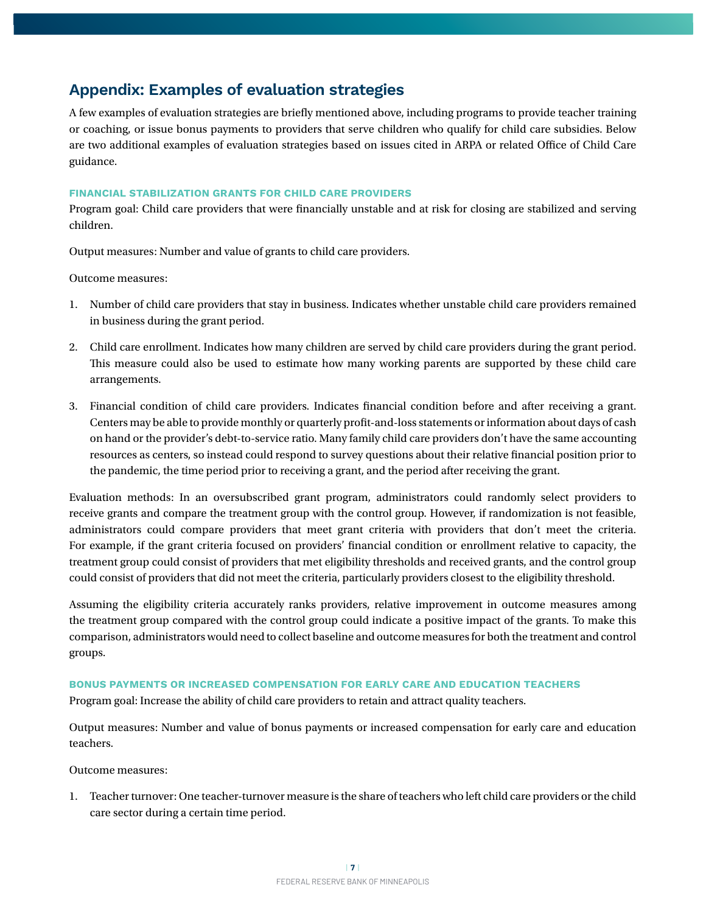## Appendix: Examples of evaluation strategies

A few examples of evaluation strategies are briefly mentioned above, including programs to provide teacher training or coaching, or issue bonus payments to providers that serve children who qualify for child care subsidies. Below are two additional examples of evaluation strategies based on issues cited in ARPA or related Office of Child Care guidance.

### FINANCIAL STABILIZATION GRANTS FOR CHILD CARE PROVIDERS

Program goal: Child care providers that were financially unstable and at risk for closing are stabilized and serving children.

Output measures: Number and value of grants to child care providers.

Outcome measures:

1. Number of child care providers that stay in business. Indicates whether unstable child care providers remained in business during the grant period.
2. Child care enrollment. Indicates how many children are served by child care providers during the grant period. This measure could also be used to estimate how many working parents are supported by these child care arrangements.
3. Financial condition of child care providers. Indicates financial condition before and after receiving a grant. Centers may be able to provide monthly or quarterly profit-and-loss statements or information about days of cash on hand or the provider's debt-to-service ratio. Many family child care providers don't have the same accounting resources as centers, so instead could respond to survey questions about their relative financial position prior to the pandemic, the time period prior to receiving a grant, and the period after receiving the grant.

Evaluation methods: In an oversubscribed grant program, administrators could randomly select providers to receive grants and compare the treatment group with the control group. However, if randomization is not feasible, administrators could compare providers that meet grant criteria with providers that don't meet the criteria. For example, if the grant criteria focused on providers' financial condition or enrollment relative to capacity, the treatment group could consist of providers that met eligibility thresholds and received grants, and the control group could consist of providers that did not meet the criteria, particularly providers closest to the eligibility threshold.

Assuming the eligibility criteria accurately ranks providers, relative improvement in outcome measures among the treatment group compared with the control group could indicate a positive impact of the grants. To make this comparison, administrators would need to collect baseline and outcome measures for both the treatment and control groups.

### BONUS PAYMENTS OR INCREASED COMPENSATION FOR EARLY CARE AND EDUCATION TEACHERS

Program goal: Increase the ability of child care providers to retain and attract quality teachers.

Output measures: Number and value of bonus payments or increased compensation for early care and education teachers.

Outcome measures:

1. Teacher turnover: One teacher-turnover measure is the share of teachers who left child care providers or the child care sector during a certain time period.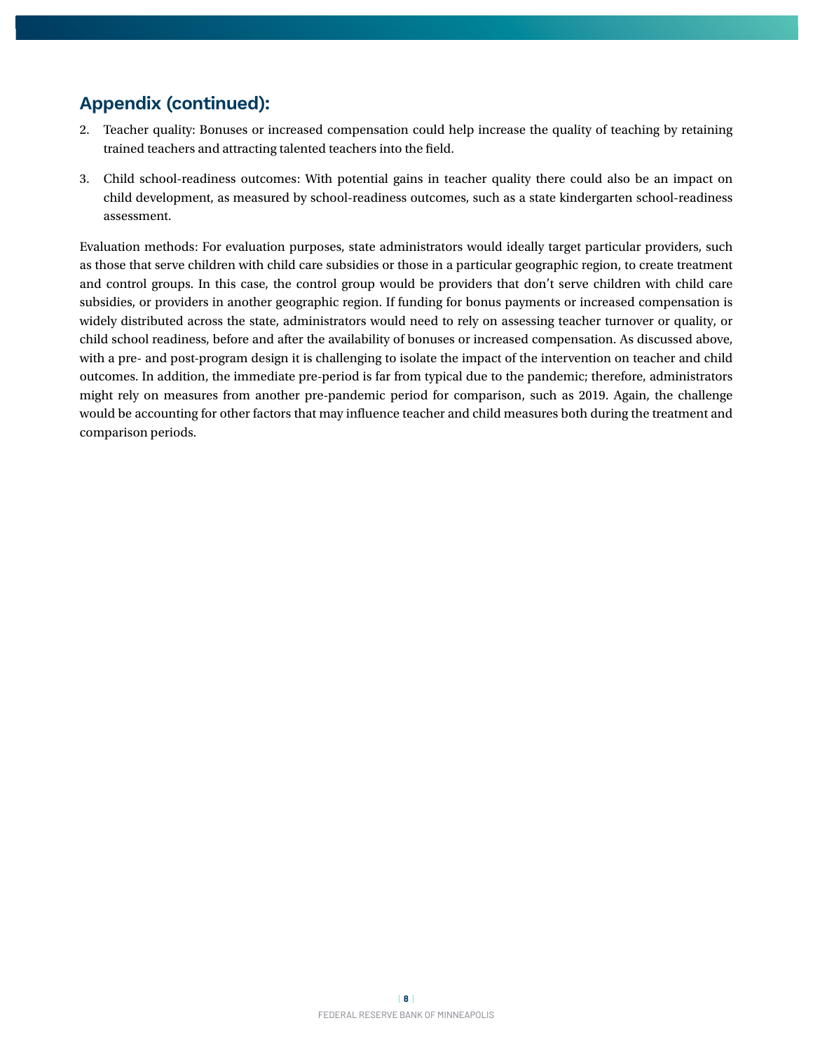## Appendix (continued):

2. Teacher quality: Bonuses or increased compensation could help increase the quality of teaching by retaining trained teachers and attracting talented teachers into the field.

3. Child school-readiness outcomes: With potential gains in teacher quality there could also be an impact on child development, as measured by school-readiness outcomes, such as a state kindergarten school-readiness assessment.

Evaluation methods: For evaluation purposes, state administrators would ideally target particular providers, such as those that serve children with child care subsidies or those in a particular geographic region, to create treatment and control groups. In this case, the control group would be providers that don't serve children with child care subsidies, or providers in another geographic region. If funding for bonus payments or increased compensation is widely distributed across the state, administrators would need to rely on assessing teacher turnover or quality, or child school readiness, before and after the availability of bonuses or increased compensation. As discussed above, with a pre- and post-program design it is challenging to isolate the impact of the intervention on teacher and child outcomes. In addition, the immediate pre-period is far from typical due to the pandemic; therefore, administrators might rely on measures from another pre-pandemic period for comparison, such as 2019. Again, the challenge would be accounting for other factors that may influence teacher and child measures both during the treatment and comparison periods.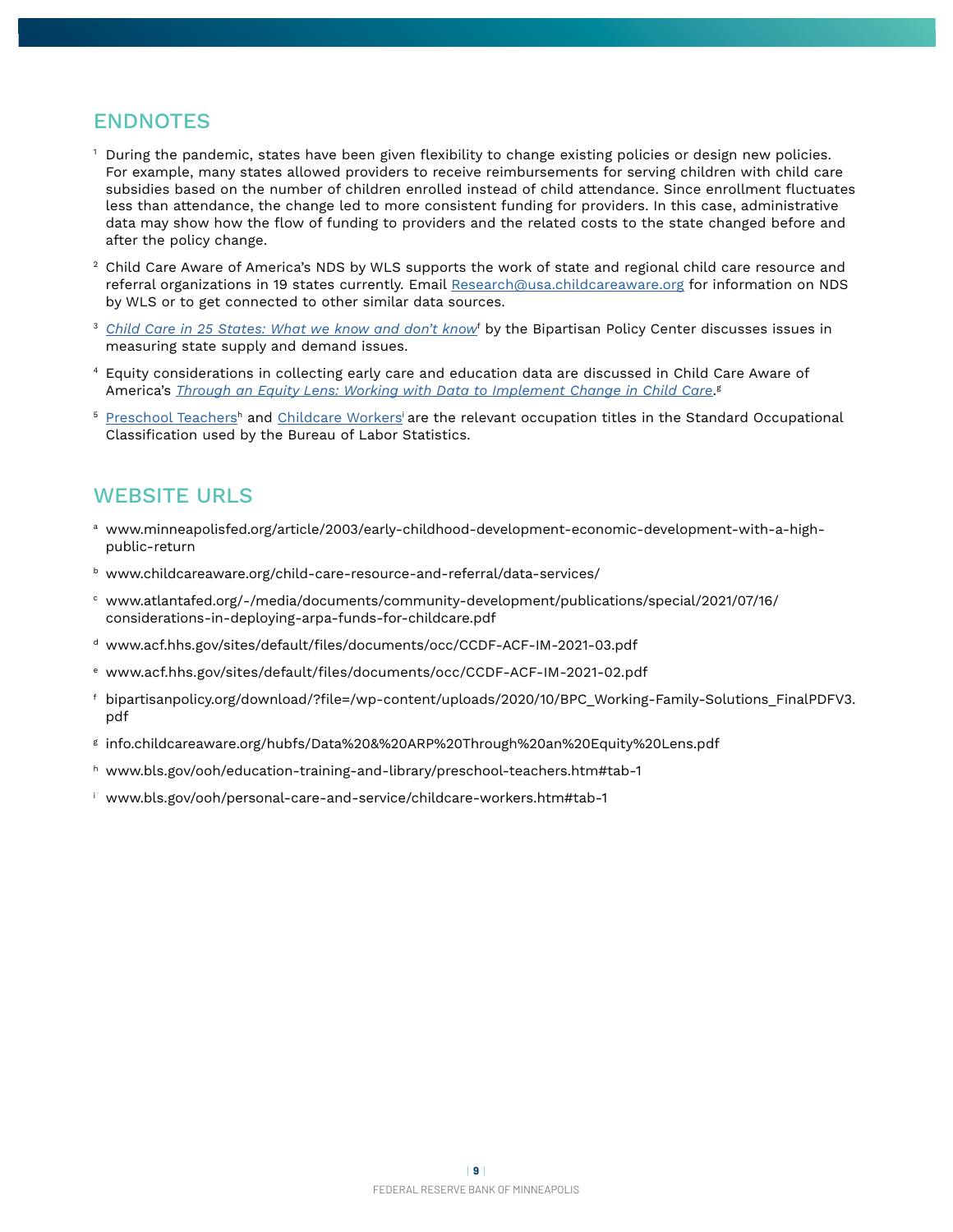## ENDNOTES

1. During the pandemic, states have been given flexibility to change existing policies or design new policies. For example, many states allowed providers to receive reimbursements for serving children with child care subsidies based on the number of children enrolled instead of child attendance. Since enrollment fluctuates less than attendance, the change led to more consistent funding for providers. In this case, administrative data may show how the flow of funding to providers and the related costs to the state changed before and after the policy change.

2. Child Care Aware of America's NDS by WLS supports the work of state and regional child care resource and referral organizations in 19 states currently. Email Research@usa.childcareaware.org for information on NDS by WLS or to get connected to other similar data sources.

3. *Child Care in 25 States: What we know and don't know*[f] by the Bipartisan Policy Center discusses issues in measuring state supply and demand issues.

4. Equity considerations in collecting early care and education data are discussed in Child Care Aware of America's *Through an Equity Lens: Working with Data to Implement Change in Child Care*.[g]

5. Preschool Teachers[h] and Childcare Workers[i] are the relevant occupation titles in the Standard Occupational Classification used by the Bureau of Labor Statistics.

## WEBSITE URLS

a. www.minneapolisfed.org/article/2003/early-childhood-development-economic-development-with-a-high-public-return

b. www.childcareaware.org/child-care-resource-and-referral/data-services/

c. www.atlantafed.org/-/media/documents/community-development/publications/special/2021/07/16/considerations-in-deploying-arpa-funds-for-childcare.pdf

d. www.acf.hhs.gov/sites/default/files/documents/occ/CCDF-ACF-IM-2021-03.pdf

e. www.acf.hhs.gov/sites/default/files/documents/occ/CCDF-ACF-IM-2021-02.pdf

f. bipartisanpolicy.org/download/?file=/wp-content/uploads/2020/10/BPC_Working-Family-Solutions_FinalPDFV3.pdf

g. info.childcareaware.org/hubfs/Data%20&%20ARP%20Through%20an%20Equity%20Lens.pdf

h. www.bls.gov/ooh/education-training-and-library/preschool-teachers.htm#tab-1

i. www.bls.gov/ooh/personal-care-and-service/childcare-workers.htm#tab-1